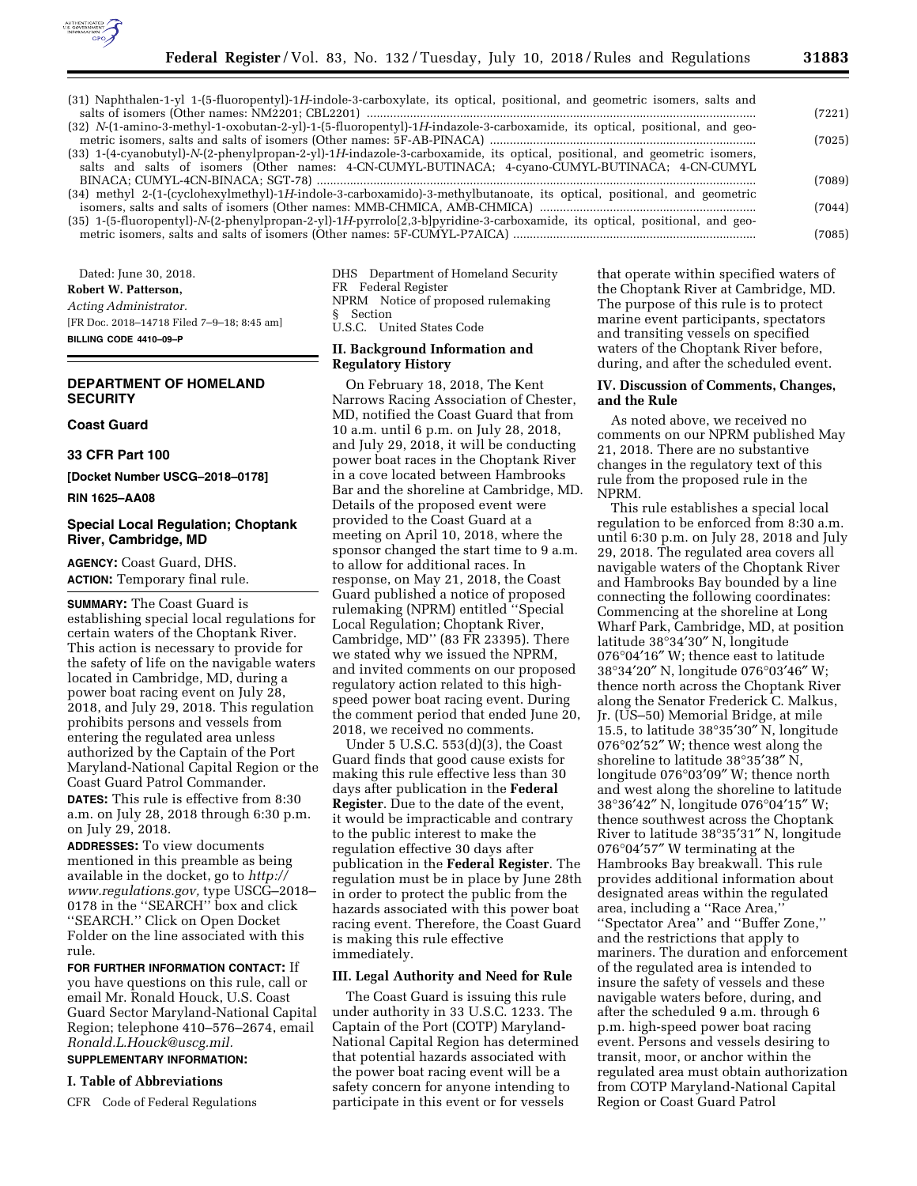| | |
|---|---|
| (31) Naphthalen-1-yl 1-(5-fluoropentyl)-1*H*-indole-3-carboxylate, its optical, positional, and geometric isomers, salts and salts of isomers (Other names: NM2201; CBL2201) | (7221) |
| (32) *N*-(1-amino-3-methyl-1-oxobutan-2-yl)-1-(5-fluoropentyl)-1*H*-indazole-3-carboxamide, its optical, positional, and geometric isomers, salts and salts of isomers (Other names: 5F-AB-PINACA) | (7025) |
| (33) 1-(4-cyanobutyl)-*N*-(2-phenylpropan-2-yl)-1*H*-indazole-3-carboxamide, its optical, positional, and geometric isomers, salts and salts of isomers (Other names: 4-CN-CUMYL-BUTINACA; 4-cyano-CUMYL-BUTINACA; 4-CN-CUMYL BINACA; CUMYL-4CN-BINACA; SGT-78) | (7089) |
| (34) methyl 2-(1-(cyclohexylmethyl)-1*H*-indole-3-carboxamido)-3-methylbutanoate, its optical, positional, and geometric isomers, salts and salts of isomers (Other names: MMB-CHMICA, AMB-CHMICA) | (7044) |
| (35) 1-(5-fluoropentyl)-*N*-(2-phenylpropan-2-yl)-1*H*-pyrrolo[2,3-b]pyridine-3-carboxamide, its optical, positional, and geometric isomers, salts and salts of isomers (Other names: 5F-CUMYL-P7AICA) | (7085) |

Dated: June 30, 2018.

**Robert W. Patterson,**

*Acting Administrator.*

[FR Doc. 2018–14718 Filed 7–9–18; 8:45 am]

**BILLING CODE 4410–09–P**

---

## DEPARTMENT OF HOMELAND SECURITY

### Coast Guard

### 33 CFR Part 100

**[Docket Number USCG–2018–0178]**

**RIN 1625–AA08**

### Special Local Regulation; Choptank River, Cambridge, MD

**AGENCY:** Coast Guard, DHS.

**ACTION:** Temporary final rule.

**SUMMARY:** The Coast Guard is establishing special local regulations for certain waters of the Choptank River. This action is necessary to provide for the safety of life on the navigable waters located in Cambridge, MD, during a power boat racing event on July 28, 2018, and July 29, 2018. This regulation prohibits persons and vessels from entering the regulated area unless authorized by the Captain of the Port Maryland-National Capital Region or the Coast Guard Patrol Commander.

**DATES:** This rule is effective from 8:30 a.m. on July 28, 2018 through 6:30 p.m. on July 29, 2018.

**ADDRESSES:** To view documents mentioned in this preamble as being available in the docket, go to *http://www.regulations.gov,* type USCG–2018–0178 in the "SEARCH" box and click "SEARCH." Click on Open Docket Folder on the line associated with this rule.

**FOR FURTHER INFORMATION CONTACT:** If you have questions on this rule, call or email Mr. Ronald Houck, U.S. Coast Guard Sector Maryland-National Capital Region; telephone 410–576–2674, email *Ronald.L.Houck@uscg.mil.*

**SUPPLEMENTARY INFORMATION:**

#### I. Table of Abbreviations

CFR Code of Federal Regulations
DHS Department of Homeland Security
FR Federal Register
NPRM Notice of proposed rulemaking
§ Section
U.S.C. United States Code

#### II. Background Information and Regulatory History

On February 18, 2018, The Kent Narrows Racing Association of Chester, MD, notified the Coast Guard that from 10 a.m. until 6 p.m. on July 28, 2018, and July 29, 2018, it will be conducting power boat races in the Choptank River in a cove located between Hambrooks Bar and the shoreline at Cambridge, MD. Details of the proposed event were provided to the Coast Guard at a meeting on April 10, 2018, where the sponsor changed the start time to 9 a.m. to allow for additional races. In response, on May 21, 2018, the Coast Guard published a notice of proposed rulemaking (NPRM) entitled "Special Local Regulation; Choptank River, Cambridge, MD" (83 FR 23395). There we stated why we issued the NPRM, and invited comments on our proposed regulatory action related to this high-speed power boat racing event. During the comment period that ended June 20, 2018, we received no comments.

Under 5 U.S.C. 553(d)(3), the Coast Guard finds that good cause exists for making this rule effective less than 30 days after publication in the **Federal Register**. Due to the date of the event, it would be impracticable and contrary to the public interest to make the regulation effective 30 days after publication in the **Federal Register**. The regulation must be in place by June 28th in order to protect the public from the hazards associated with this power boat racing event. Therefore, the Coast Guard is making this rule effective immediately.

#### III. Legal Authority and Need for Rule

The Coast Guard is issuing this rule under authority in 33 U.S.C. 1233. The Captain of the Port (COTP) Maryland-National Capital Region has determined that potential hazards associated with the power boat racing event will be a safety concern for anyone intending to participate in this event or for vessels that operate within specified waters of the Choptank River at Cambridge, MD. The purpose of this rule is to protect marine event participants, spectators and transiting vessels on specified waters of the Choptank River before, during, and after the scheduled event.

#### IV. Discussion of Comments, Changes, and the Rule

As noted above, we received no comments on our NPRM published May 21, 2018. There are no substantive changes in the regulatory text of this rule from the proposed rule in the NPRM.

This rule establishes a special local regulation to be enforced from 8:30 a.m. until 6:30 p.m. on July 28, 2018 and July 29, 2018. The regulated area covers all navigable waters of the Choptank River and Hambrooks Bay bounded by a line connecting the following coordinates: Commencing at the shoreline at Long Wharf Park, Cambridge, MD, at position latitude 38°34′30″ N, longitude 076°04′16″ W; thence east to latitude 38°34′20″ N, longitude 076°03′46″ W; thence north across the Choptank River along the Senator Frederick C. Malkus, Jr. (US–50) Memorial Bridge, at mile 15.5, to latitude 38°35′30″ N, longitude 076°02′52″ W; thence west along the shoreline to latitude 38°35′38″ N, longitude 076°03′09″ W; thence north and west along the shoreline to latitude 38°36′42″ N, longitude 076°04′15″ W; thence southwest across the Choptank River to latitude 38°35′31″ N, longitude 076°04′57″ W terminating at the Hambrooks Bay breakwall. This rule provides additional information about designated areas within the regulated area, including a "Race Area," "Spectator Area" and "Buffer Zone," and the restrictions that apply to mariners. The duration and enforcement of the regulated area is intended to insure the safety of vessels and these navigable waters before, during, and after the scheduled 9 a.m. through 6 p.m. high-speed power boat racing event. Persons and vessels desiring to transit, moor, or anchor within the regulated area must obtain authorization from COTP Maryland-National Capital Region or Coast Guard Patrol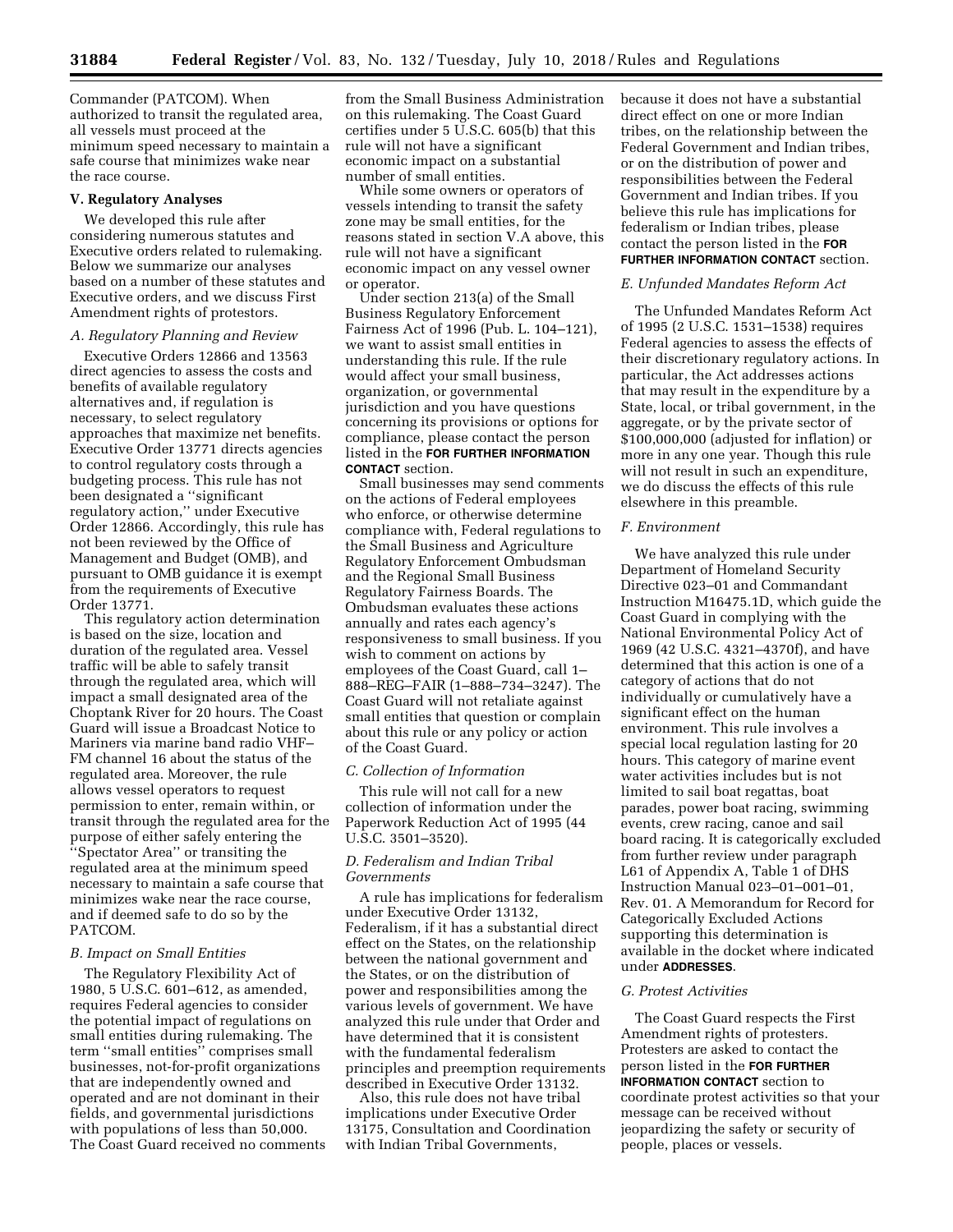Commander (PATCOM). When authorized to transit the regulated area, all vessels must proceed at the minimum speed necessary to maintain a safe course that minimizes wake near the race course.

### V. Regulatory Analyses

We developed this rule after considering numerous statutes and Executive orders related to rulemaking. Below we summarize our analyses based on a number of these statutes and Executive orders, and we discuss First Amendment rights of protestors.

#### *A. Regulatory Planning and Review*

Executive Orders 12866 and 13563 direct agencies to assess the costs and benefits of available regulatory alternatives and, if regulation is necessary, to select regulatory approaches that maximize net benefits. Executive Order 13771 directs agencies to control regulatory costs through a budgeting process. This rule has not been designated a ''significant regulatory action,'' under Executive Order 12866. Accordingly, this rule has not been reviewed by the Office of Management and Budget (OMB), and pursuant to OMB guidance it is exempt from the requirements of Executive Order 13771.

This regulatory action determination is based on the size, location and duration of the regulated area. Vessel traffic will be able to safely transit through the regulated area, which will impact a small designated area of the Choptank River for 20 hours. The Coast Guard will issue a Broadcast Notice to Mariners via marine band radio VHF–FM channel 16 about the status of the regulated area. Moreover, the rule allows vessel operators to request permission to enter, remain within, or transit through the regulated area for the purpose of either safely entering the ''Spectator Area'' or transiting the regulated area at the minimum speed necessary to maintain a safe course that minimizes wake near the race course, and if deemed safe to do so by the PATCOM.

#### *B. Impact on Small Entities*

The Regulatory Flexibility Act of 1980, 5 U.S.C. 601–612, as amended, requires Federal agencies to consider the potential impact of regulations on small entities during rulemaking. The term ''small entities'' comprises small businesses, not-for-profit organizations that are independently owned and operated and are not dominant in their fields, and governmental jurisdictions with populations of less than 50,000. The Coast Guard received no comments from the Small Business Administration on this rulemaking. The Coast Guard certifies under 5 U.S.C. 605(b) that this rule will not have a significant economic impact on a substantial number of small entities.

While some owners or operators of vessels intending to transit the safety zone may be small entities, for the reasons stated in section V.A above, this rule will not have a significant economic impact on any vessel owner or operator.

Under section 213(a) of the Small Business Regulatory Enforcement Fairness Act of 1996 (Pub. L. 104–121), we want to assist small entities in understanding this rule. If the rule would affect your small business, organization, or governmental jurisdiction and you have questions concerning its provisions or options for compliance, please contact the person listed in the **FOR FURTHER INFORMATION CONTACT** section.

Small businesses may send comments on the actions of Federal employees who enforce, or otherwise determine compliance with, Federal regulations to the Small Business and Agriculture Regulatory Enforcement Ombudsman and the Regional Small Business Regulatory Fairness Boards. The Ombudsman evaluates these actions annually and rates each agency's responsiveness to small business. If you wish to comment on actions by employees of the Coast Guard, call 1–888–REG–FAIR (1–888–734–3247). The Coast Guard will not retaliate against small entities that question or complain about this rule or any policy or action of the Coast Guard.

#### *C. Collection of Information*

This rule will not call for a new collection of information under the Paperwork Reduction Act of 1995 (44 U.S.C. 3501–3520).

#### *D. Federalism and Indian Tribal Governments*

A rule has implications for federalism under Executive Order 13132, Federalism, if it has a substantial direct effect on the States, on the relationship between the national government and the States, or on the distribution of power and responsibilities among the various levels of government. We have analyzed this rule under that Order and have determined that it is consistent with the fundamental federalism principles and preemption requirements described in Executive Order 13132.

Also, this rule does not have tribal implications under Executive Order 13175, Consultation and Coordination with Indian Tribal Governments, because it does not have a substantial direct effect on one or more Indian tribes, on the relationship between the Federal Government and Indian tribes, or on the distribution of power and responsibilities between the Federal Government and Indian tribes. If you believe this rule has implications for federalism or Indian tribes, please contact the person listed in the **FOR FURTHER INFORMATION CONTACT** section.

#### *E. Unfunded Mandates Reform Act*

The Unfunded Mandates Reform Act of 1995 (2 U.S.C. 1531–1538) requires Federal agencies to assess the effects of their discretionary regulatory actions. In particular, the Act addresses actions that may result in the expenditure by a State, local, or tribal government, in the aggregate, or by the private sector of $100,000,000 (adjusted for inflation) or more in any one year. Though this rule will not result in such an expenditure, we do discuss the effects of this rule elsewhere in this preamble.

#### *F. Environment*

We have analyzed this rule under Department of Homeland Security Directive 023–01 and Commandant Instruction M16475.1D, which guide the Coast Guard in complying with the National Environmental Policy Act of 1969 (42 U.S.C. 4321–4370f), and have determined that this action is one of a category of actions that do not individually or cumulatively have a significant effect on the human environment. This rule involves a special local regulation lasting for 20 hours. This category of marine event water activities includes but is not limited to sail boat regattas, boat parades, power boat racing, swimming events, crew racing, canoe and sail board racing. It is categorically excluded from further review under paragraph L61 of Appendix A, Table 1 of DHS Instruction Manual 023–01–001–01, Rev. 01. A Memorandum for Record for Categorically Excluded Actions supporting this determination is available in the docket where indicated under **ADDRESSES**.

#### *G. Protest Activities*

The Coast Guard respects the First Amendment rights of protesters. Protesters are asked to contact the person listed in the **FOR FURTHER INFORMATION CONTACT** section to coordinate protest activities so that your message can be received without jeopardizing the safety or security of people, places or vessels.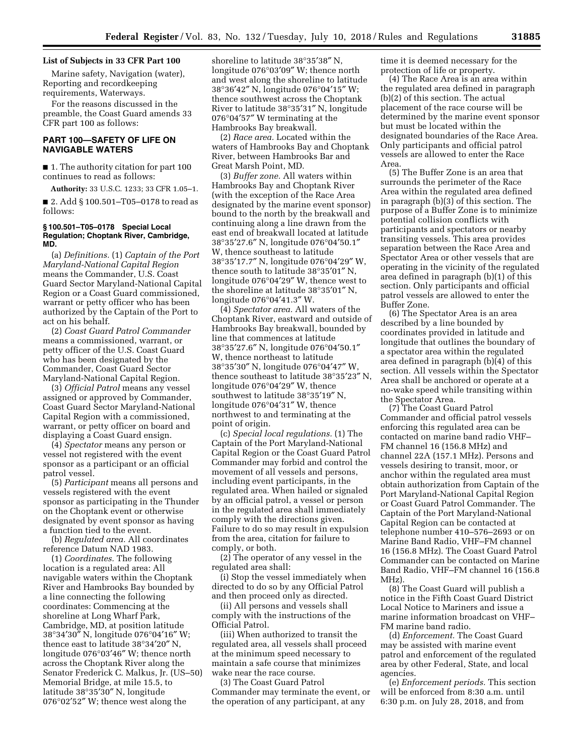**List of Subjects in 33 CFR Part 100**

Marine safety, Navigation (water), Reporting and recordkeeping requirements, Waterways.

For the reasons discussed in the preamble, the Coast Guard amends 33 CFR part 100 as follows:

## PART 100—SAFETY OF LIFE ON NAVIGABLE WATERS

■ 1. The authority citation for part 100 continues to read as follows:

**Authority:** 33 U.S.C. 1233; 33 CFR 1.05–1.

■ 2. Add § 100.501–T05–0178 to read as follows:

### § 100.501–T05–0178 Special Local Regulation; Choptank River, Cambridge, MD.

(a) *Definitions.* (1) *Captain of the Port Maryland-National Capital Region* means the Commander, U.S. Coast Guard Sector Maryland-National Capital Region or a Coast Guard commissioned, warrant or petty officer who has been authorized by the Captain of the Port to act on his behalf.

(2) *Coast Guard Patrol Commander* means a commissioned, warrant, or petty officer of the U.S. Coast Guard who has been designated by the Commander, Coast Guard Sector Maryland-National Capital Region.

(3) *Official Patrol* means any vessel assigned or approved by Commander, Coast Guard Sector Maryland-National Capital Region with a commissioned, warrant, or petty officer on board and displaying a Coast Guard ensign.

(4) *Spectator* means any person or vessel not registered with the event sponsor as a participant or an official patrol vessel.

(5) *Participant* means all persons and vessels registered with the event sponsor as participating in the Thunder on the Choptank event or otherwise designated by event sponsor as having a function tied to the event.

(b) *Regulated area.* All coordinates reference Datum NAD 1983.

(1) *Coordinates.* The following location is a regulated area: All navigable waters within the Choptank River and Hambrooks Bay bounded by a line connecting the following coordinates: Commencing at the shoreline at Long Wharf Park, Cambridge, MD, at position latitude 38°34′30″ N, longitude 076°04′16″ W; thence east to latitude 38°34′20″ N, longitude 076°03′46″ W; thence north across the Choptank River along the Senator Frederick C. Malkus, Jr. (US–50) Memorial Bridge, at mile 15.5, to latitude 38°35′30″ N, longitude 076°02′52″ W; thence west along the shoreline to latitude 38°35′38″ N, longitude 076°03′09″ W; thence north and west along the shoreline to latitude 38°36′42″ N, longitude 076°04′15″ W; thence southwest across the Choptank River to latitude 38°35′31″ N, longitude 076°04′57″ W terminating at the Hambrooks Bay breakwall.

(2) *Race area.* Located within the waters of Hambrooks Bay and Choptank River, between Hambrooks Bar and Great Marsh Point, MD.

(3) *Buffer zone.* All waters within Hambrooks Bay and Choptank River (with the exception of the Race Area designated by the marine event sponsor) bound to the north by the breakwall and continuing along a line drawn from the east end of breakwall located at latitude 38°35′27.6″ N, longitude 076°04′50.1″ W, thence southeast to latitude 38°35′17.7″ N, longitude 076°04′29″ W, thence south to latitude 38°35′01″ N, longitude 076°04′29″ W, thence west to the shoreline at latitude 38°35′01″ N, longitude 076°04′41.3″ W.

(4) *Spectator area.* All waters of the Choptank River, eastward and outside of Hambrooks Bay breakwall, bounded by line that commences at latitude 38°35′27.6″ N, longitude 076°04′50.1″ W, thence northeast to latitude 38°35′30″ N, longitude 076°04′47″ W, thence southeast to latitude 38°35′23″ N, longitude 076°04′29″ W, thence southwest to latitude 38°35′19″ N, longitude 076°04′31″ W, thence northwest to and terminating at the point of origin.

(c) *Special local regulations.* (1) The Captain of the Port Maryland-National Capital Region or the Coast Guard Patrol Commander may forbid and control the movement of all vessels and persons, including event participants, in the regulated area. When hailed or signaled by an official patrol, a vessel or person in the regulated area shall immediately comply with the directions given. Failure to do so may result in expulsion from the area, citation for failure to comply, or both.

(2) The operator of any vessel in the regulated area shall:

(i) Stop the vessel immediately when directed to do so by any Official Patrol and then proceed only as directed.

(ii) All persons and vessels shall comply with the instructions of the Official Patrol.

(iii) When authorized to transit the regulated area, all vessels shall proceed at the minimum speed necessary to maintain a safe course that minimizes wake near the race course.

(3) The Coast Guard Patrol Commander may terminate the event, or the operation of any participant, at any time it is deemed necessary for the protection of life or property.

(4) The Race Area is an area within the regulated area defined in paragraph (b)(2) of this section. The actual placement of the race course will be determined by the marine event sponsor but must be located within the designated boundaries of the Race Area. Only participants and official patrol vessels are allowed to enter the Race Area.

(5) The Buffer Zone is an area that surrounds the perimeter of the Race Area within the regulated area defined in paragraph (b)(3) of this section. The purpose of a Buffer Zone is to minimize potential collision conflicts with participants and spectators or nearby transiting vessels. This area provides separation between the Race Area and Spectator Area or other vessels that are operating in the vicinity of the regulated area defined in paragraph (b)(1) of this section. Only participants and official patrol vessels are allowed to enter the Buffer Zone.

(6) The Spectator Area is an area described by a line bounded by coordinates provided in latitude and longitude that outlines the boundary of a spectator area within the regulated area defined in paragraph (b)(4) of this section. All vessels within the Spectator Area shall be anchored or operate at a no-wake speed while transiting within the Spectator Area.

(7) The Coast Guard Patrol Commander and official patrol vessels enforcing this regulated area can be contacted on marine band radio VHF–FM channel 16 (156.8 MHz) and channel 22A (157.1 MHz). Persons and vessels desiring to transit, moor, or anchor within the regulated area must obtain authorization from Captain of the Port Maryland-National Capital Region or Coast Guard Patrol Commander. The Captain of the Port Maryland-National Capital Region can be contacted at telephone number 410–576–2693 or on Marine Band Radio, VHF–FM channel 16 (156.8 MHz). The Coast Guard Patrol Commander can be contacted on Marine Band Radio, VHF–FM channel 16 (156.8 MHz).

(8) The Coast Guard will publish a notice in the Fifth Coast Guard District Local Notice to Mariners and issue a marine information broadcast on VHF–FM marine band radio.

(d) *Enforcement.* The Coast Guard may be assisted with marine event patrol and enforcement of the regulated area by other Federal, State, and local agencies.

(e) *Enforcement periods.* This section will be enforced from 8:30 a.m. until 6:30 p.m. on July 28, 2018, and from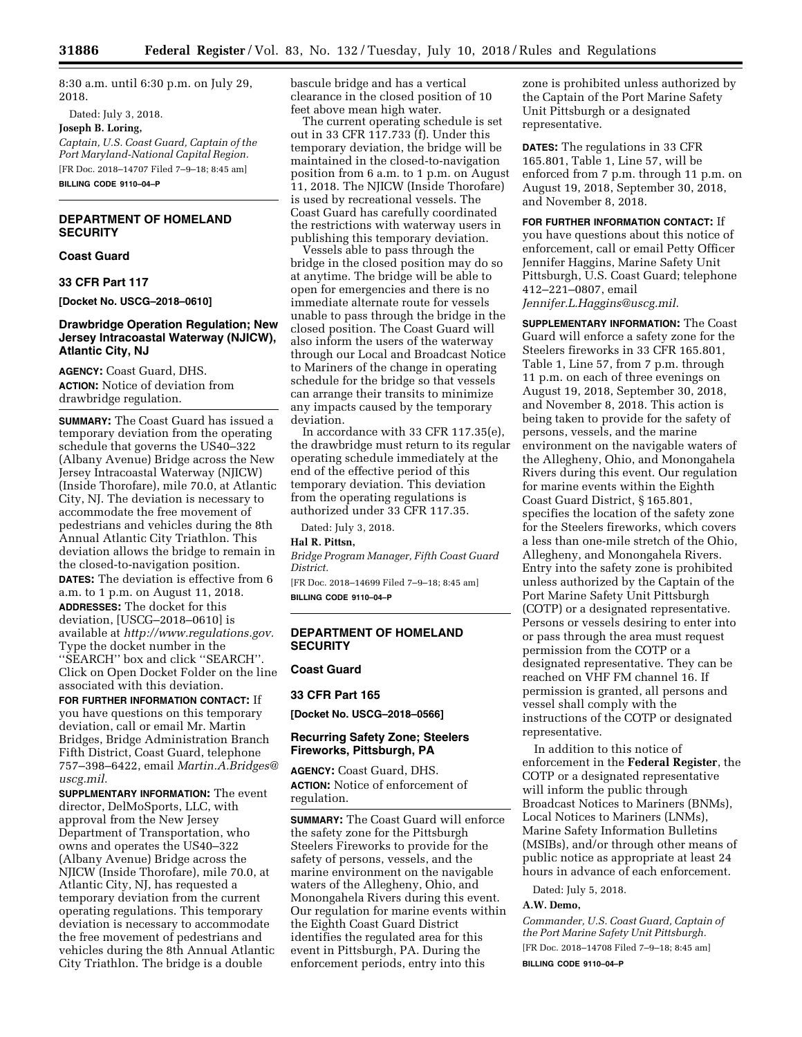8:30 a.m. until 6:30 p.m. on July 29, 2018.

Dated: July 3, 2018.

**Joseph B. Loring,**

*Captain, U.S. Coast Guard, Captain of the Port Maryland-National Capital Region.*

[FR Doc. 2018–14707 Filed 7–9–18; 8:45 am]

**BILLING CODE 9110–04–P**

---

## DEPARTMENT OF HOMELAND SECURITY

### Coast Guard

### 33 CFR Part 117

**[Docket No. USCG–2018–0610]**

### Drawbridge Operation Regulation; New Jersey Intracoastal Waterway (NJICW), Atlantic City, NJ

**AGENCY:** Coast Guard, DHS.

**ACTION:** Notice of deviation from drawbridge regulation.

**SUMMARY:** The Coast Guard has issued a temporary deviation from the operating schedule that governs the US40–322 (Albany Avenue) Bridge across the New Jersey Intracoastal Waterway (NJICW) (Inside Thorofare), mile 70.0, at Atlantic City, NJ. The deviation is necessary to accommodate the free movement of pedestrians and vehicles during the 8th Annual Atlantic City Triathlon. This deviation allows the bridge to remain in the closed-to-navigation position.

**DATES:** The deviation is effective from 6 a.m. to 1 p.m. on August 11, 2018.

**ADDRESSES:** The docket for this deviation, [USCG–2018–0610] is available at *http://www.regulations.gov.* Type the docket number in the ''SEARCH'' box and click ''SEARCH''. Click on Open Docket Folder on the line associated with this deviation.

**FOR FURTHER INFORMATION CONTACT:** If you have questions on this temporary deviation, call or email Mr. Martin Bridges, Bridge Administration Branch Fifth District, Coast Guard, telephone 757–398–6422, email *Martin.A.Bridges@uscg.mil.*

**SUPPLMENTARY INFORMATION:** The event director, DelMoSports, LLC, with approval from the New Jersey Department of Transportation, who owns and operates the US40–322 (Albany Avenue) Bridge across the NJICW (Inside Thorofare), mile 70.0, at Atlantic City, NJ, has requested a temporary deviation from the current operating regulations. This temporary deviation is necessary to accommodate the free movement of pedestrians and vehicles during the 8th Annual Atlantic City Triathlon. The bridge is a double bascule bridge and has a vertical clearance in the closed position of 10 feet above mean high water.

The current operating schedule is set out in 33 CFR 117.733 (f). Under this temporary deviation, the bridge will be maintained in the closed-to-navigation position from 6 a.m. to 1 p.m. on August 11, 2018. The NJICW (Inside Thorofare) is used by recreational vessels. The Coast Guard has carefully coordinated the restrictions with waterway users in publishing this temporary deviation.

Vessels able to pass through the bridge in the closed position may do so at anytime. The bridge will be able to open for emergencies and there is no immediate alternate route for vessels unable to pass through the bridge in the closed position. The Coast Guard will also inform the users of the waterway through our Local and Broadcast Notice to Mariners of the change in operating schedule for the bridge so that vessels can arrange their transits to minimize any impacts caused by the temporary deviation.

In accordance with 33 CFR 117.35(e), the drawbridge must return to its regular operating schedule immediately at the end of the effective period of this temporary deviation. This deviation from the operating regulations is authorized under 33 CFR 117.35.

Dated: July 3, 2018.

**Hal R. Pittsn,**

*Bridge Program Manager, Fifth Coast Guard District.*

[FR Doc. 2018–14699 Filed 7–9–18; 8:45 am]

**BILLING CODE 9110–04–P**

---

## DEPARTMENT OF HOMELAND SECURITY

### Coast Guard

### 33 CFR Part 165

**[Docket No. USCG–2018–0566]**

### Recurring Safety Zone; Steelers Fireworks, Pittsburgh, PA

**AGENCY:** Coast Guard, DHS.

**ACTION:** Notice of enforcement of regulation.

**SUMMARY:** The Coast Guard will enforce the safety zone for the Pittsburgh Steelers Fireworks to provide for the safety of persons, vessels, and the marine environment on the navigable waters of the Allegheny, Ohio, and Monongahela Rivers during this event. Our regulation for marine events within the Eighth Coast Guard District identifies the regulated area for this event in Pittsburgh, PA. During the enforcement periods, entry into this zone is prohibited unless authorized by the Captain of the Port Marine Safety Unit Pittsburgh or a designated representative.

**DATES:** The regulations in 33 CFR 165.801, Table 1, Line 57, will be enforced from 7 p.m. through 11 p.m. on August 19, 2018, September 30, 2018, and November 8, 2018.

**FOR FURTHER INFORMATION CONTACT:** If you have questions about this notice of enforcement, call or email Petty Officer Jennifer Haggins, Marine Safety Unit Pittsburgh, U.S. Coast Guard; telephone 412–221–0807, email *Jennifer.L.Haggins@uscg.mil.*

**SUPPLEMENTARY INFORMATION:** The Coast Guard will enforce a safety zone for the Steelers fireworks in 33 CFR 165.801, Table 1, Line 57, from 7 p.m. through 11 p.m. on each of three evenings on August 19, 2018, September 30, 2018, and November 8, 2018. This action is being taken to provide for the safety of persons, vessels, and the marine environment on the navigable waters of the Allegheny, Ohio, and Monongahela Rivers during this event. Our regulation for marine events within the Eighth Coast Guard District, § 165.801, specifies the location of the safety zone for the Steelers fireworks, which covers a less than one-mile stretch of the Ohio, Allegheny, and Monongahela Rivers. Entry into the safety zone is prohibited unless authorized by the Captain of the Port Marine Safety Unit Pittsburgh (COTP) or a designated representative. Persons or vessels desiring to enter into or pass through the area must request permission from the COTP or a designated representative. They can be reached on VHF FM channel 16. If permission is granted, all persons and vessel shall comply with the instructions of the COTP or designated representative.

In addition to this notice of enforcement in the **Federal Register**, the COTP or a designated representative will inform the public through Broadcast Notices to Mariners (BNMs), Local Notices to Mariners (LNMs), Marine Safety Information Bulletins (MSIBs), and/or through other means of public notice as appropriate at least 24 hours in advance of each enforcement.

Dated: July 5, 2018.

**A.W. Demo,**

*Commander, U.S. Coast Guard, Captain of the Port Marine Safety Unit Pittsburgh.*

[FR Doc. 2018–14708 Filed 7–9–18; 8:45 am]

**BILLING CODE 9110–04–P**